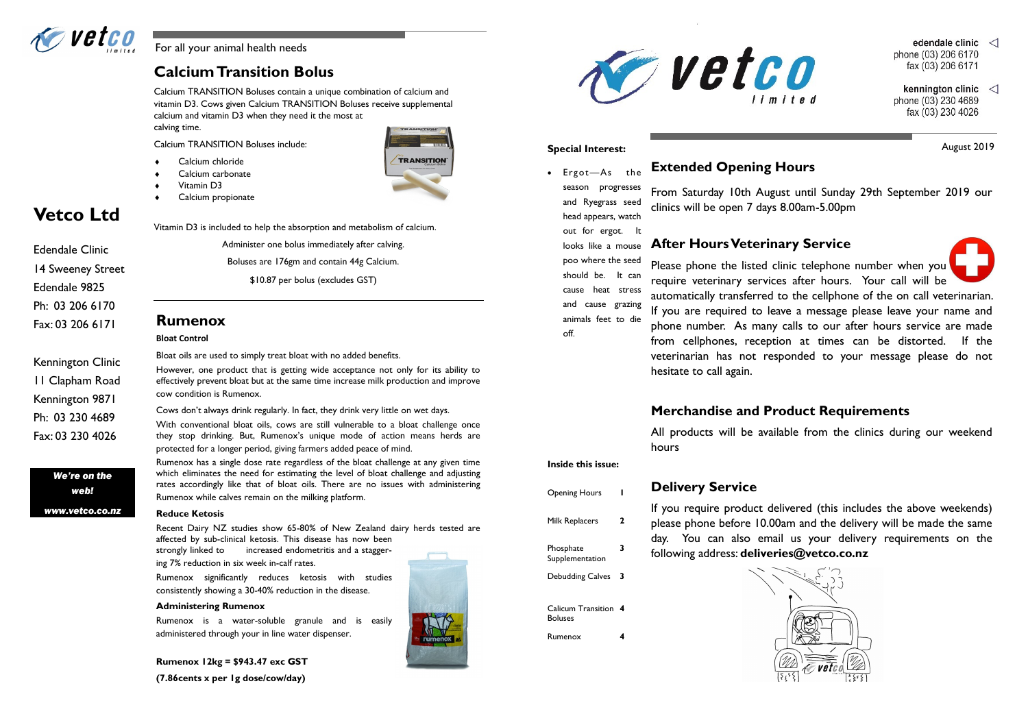For all your animal health needs

## Calcium Transition Bolus

Calcium TRANSITION Boluses contain a unique combination of calcium and vitamin D3. Cows given Calcium TRANSITION Boluses receive supplemental calcium and vitamin D3 when they need it the most at calving time.

Calcium TRANSITION Boluses include:

- Calcium chloride
- Calcium carbonate
- Vitamin D3
- Calcium propionate

Vitamin D3 is included to help the absorption and metabolism of calcium.

Administer one bolus immediately after calving.

Boluses are 176gm and contain 44g Calcium.

$10.87 per bolus (excludes GST)

# Vetco Ltd

Edendale Clinic
14 Sweeney Street
Edendale 9825
Ph: 03 206 6170
Fax: 03 206 6171

Kennington Clinic
11 Clapham Road
Kennington 9871
Ph: 03 230 4689
Fax: 03 230 4026

***We're on the web!***

***www.vetco.co.nz***

## Rumenox

**Bloat Control**

Bloat oils are used to simply treat bloat with no added benefits.

However, one product that is getting wide acceptance not only for its ability to effectively prevent bloat but at the same time increase milk production and improve cow condition is Rumenox.

Cows don't always drink regularly. In fact, they drink very little on wet days.

With conventional bloat oils, cows are still vulnerable to a bloat challenge once they stop drinking. But, Rumenox's unique mode of action means herds are protected for a longer period, giving farmers added peace of mind.

Rumenox has a single dose rate regardless of the bloat challenge at any given time which eliminates the need for estimating the level of bloat challenge and adjusting rates accordingly like that of bloat oils. There are no issues with administering Rumenox while calves remain on the milking platform.

**Reduce Ketosis**

Recent Dairy NZ studies show 65-80% of New Zealand dairy herds tested are affected by sub-clinical ketosis. This disease has now been strongly linked to increased endometritis and a staggering 7% reduction in six week in-calf rates.

Rumenox significantly reduces ketosis with studies consistently showing a 30-40% reduction in the disease.

**Administering Rumenox**

Rumenox is a water-soluble granule and is easily administered through your in line water dispenser.

**Rumenox 12kg = $943.47 exc GST**

**(7.86cents x per 1g dose/cow/day)**

---

edendale clinic
phone (03) 206 6170
fax (03) 206 6171

kennington clinic
phone (03) 230 4689
fax (03) 230 4026

August 2019

**Special Interest:**

- Ergot—As the season progresses and Ryegrass seed head appears, watch out for ergot. It looks like a mouse poo where the seed should be. It can cause heat stress and cause grazing animals feet to die off.

**Inside this issue:**

| | |
|---|---|
| Opening Hours | 1 |
| Milk Replacers | 2 |
| Phosphate Supplementation | 3 |
| Debudding Calves | 3 |
| Calicum Transition Boluses | 4 |
| Rumenox | 4 |

## Extended Opening Hours

From Saturday 10th August until Sunday 29th September 2019 our clinics will be open 7 days 8.00am-5.00pm

## After Hours Veterinary Service

Please phone the listed clinic telephone number when you require veterinary services after hours. Your call will be automatically transferred to the cellphone of the on call veterinarian. If you are required to leave a message please leave your name and phone number. As many calls to our after hours service are made from cellphones, reception at times can be distorted. If the veterinarian has not responded to your message please do not hesitate to call again.

## Merchandise and Product Requirements

All products will be available from the clinics during our weekend hours

## Delivery Service

If you require product delivered (this includes the above weekends) please phone before 10.00am and the delivery will be made the same day. You can also email us your delivery requirements on the following address: **deliveries@vetco.co.nz**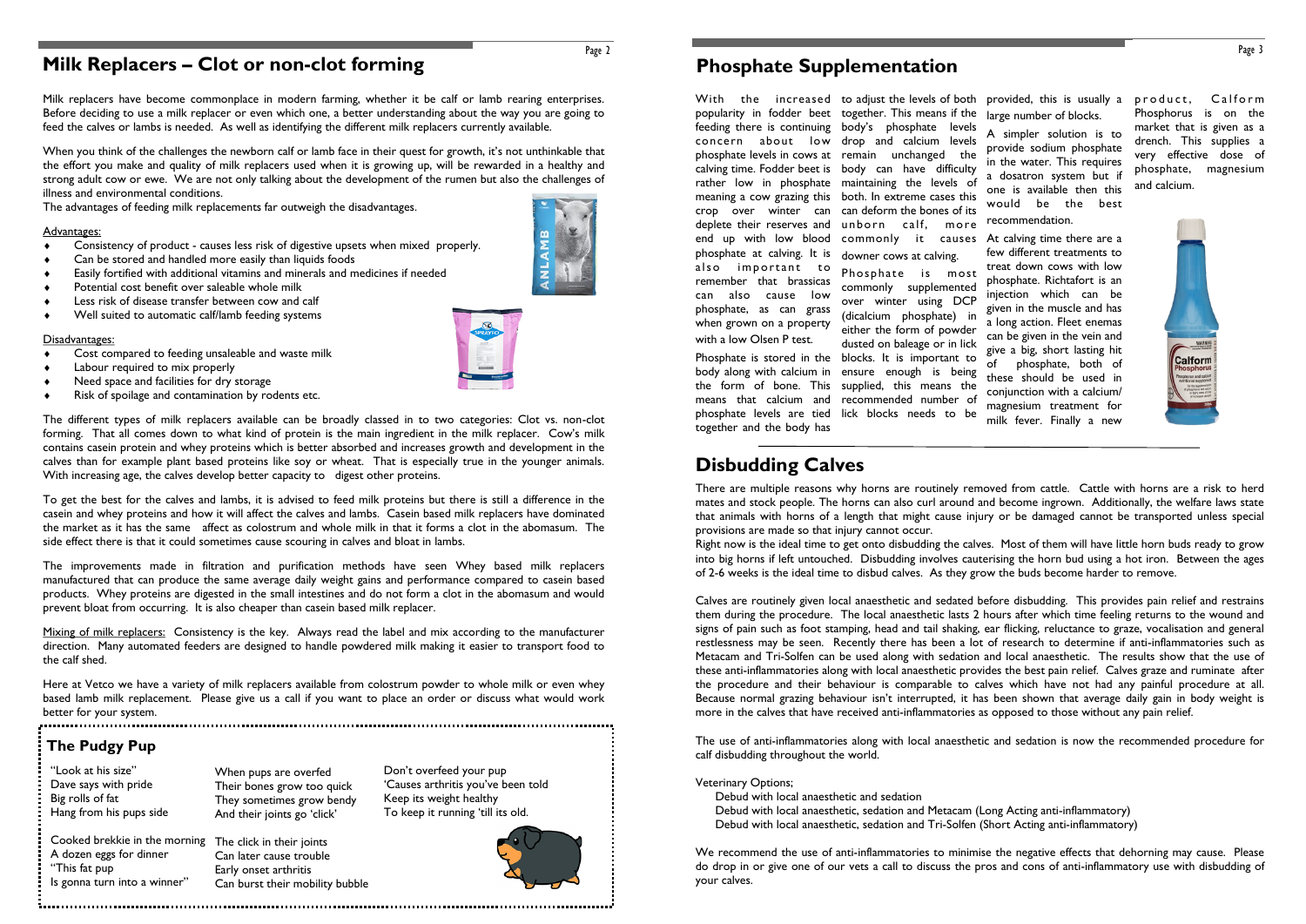## Milk Replacers – Clot or non-clot forming

Milk replacers have become commonplace in modern farming, whether it be calf or lamb rearing enterprises. Before deciding to use a milk replacer or even which one, a better understanding about the way you are going to feed the calves or lambs is needed. As well as identifying the different milk replacers currently available.

When you think of the challenges the newborn calf or lamb face in their quest for growth, it's not unthinkable that the effort you make and quality of milk replacers used when it is growing up, will be rewarded in a healthy and strong adult cow or ewe. We are not only talking about the development of the rumen but also the challenges of illness and environmental conditions.

The advantages of feeding milk replacements far outweigh the disadvantages.

Advantages:

- Consistency of product - causes less risk of digestive upsets when mixed properly.
- Can be stored and handled more easily than liquids foods
- Easily fortified with additional vitamins and minerals and medicines if needed
- Potential cost benefit over saleable whole milk
- Less risk of disease transfer between cow and calf
- Well suited to automatic calf/lamb feeding systems

Disadvantages:

- Cost compared to feeding unsaleable and waste milk
- Labour required to mix properly
- Need space and facilities for dry storage
- Risk of spoilage and contamination by rodents etc.

The different types of milk replacers available can be broadly classed in to two categories: Clot vs. non-clot forming. That all comes down to what kind of protein is the main ingredient in the milk replacer. Cow's milk contains casein protein and whey proteins which is better absorbed and increases growth and development in the calves than for example plant based proteins like soy or wheat. That is especially true in the younger animals. With increasing age, the calves develop better capacity to digest other proteins.

To get the best for the calves and lambs, it is advised to feed milk proteins but there is still a difference in the casein and whey proteins and how it will affect the calves and lambs. Casein based milk replacers have dominated the market as it has the same affect as colostrum and whole milk in that it forms a clot in the abomasum. The side effect there is that it could sometimes cause scouring in calves and bloat in lambs.

The improvements made in filtration and purification methods have seen Whey based milk replacers manufactured that can produce the same average daily weight gains and performance compared to casein based products. Whey proteins are digested in the small intestines and do not form a clot in the abomasum and would prevent bloat from occurring. It is also cheaper than casein based milk replacer.

Mixing of milk replacers: Consistency is the key. Always read the label and mix according to the manufacturer direction. Many automated feeders are designed to handle powdered milk making it easier to transport food to the calf shed.

Here at Vetco we have a variety of milk replacers available from colostrum powder to whole milk or even whey based lamb milk replacement. Please give us a call if you want to place an order or discuss what would work better for your system.

### The Pudgy Pup

"Look at his size"
Dave says with pride
Big rolls of fat
Hang from his pups side

Cooked brekkie in the morning
A dozen eggs for dinner
"This fat pup
Is gonna turn into a winner"

When pups are overfed
Their bones grow too quick
They sometimes grow bendy
And their joints go 'click'

The click in their joints
Can later cause trouble
Early onset arthritis
Can burst their mobility bubble

Don't overfeed your pup
'Causes arthritis you've been told
Keep its weight healthy
To keep it running 'till its old.

## Phosphate Supplementation

With the increased popularity in fodder beet feeding there is continuing concern about low phosphate levels in cows at calving time. Fodder beet is rather low in phosphate meaning a cow grazing this crop over winter can deplete their reserves and end up with low blood phosphate at calving. It is also important to remember that brassicas can also cause low phosphate, as can grass when grown on a property with a low Olsen P test.

Phosphate is stored in the body along with calcium in the form of bone. This means that calcium and phosphate levels are tied together and the body has to adjust the levels of both together. This means if the body's phosphate levels drop and calcium levels remain unchanged the body can have difficulty maintaining the levels of both. In extreme cases this can deform the bones of its unborn calf, more commonly it causes downer cows at calving.

Phosphate is most commonly supplemented over winter using DCP (dicalcium phosphate) in either the form of powder dusted on baleage or in lick blocks. It is important to ensure enough is being supplied, this means the recommended number of lick blocks needs to be provided, this is usually a large number of blocks.

A simpler solution is to provide sodium phosphate in the water. This requires a dosatron system but if one is available then this would be the best recommendation.

At calving time there are a few different treatments to treat down cows with low phosphate. Richtafort is an injection which can be given in the muscle and has a long action. Fleet enemas can be given in the vein and give a big, short lasting hit of phosphate, both of these should be used in conjunction with a calcium/magnesium treatment for milk fever. Finally a new product, Calform Phosphorus is on the market that is given as a drench. This supplies a very effective dose of phosphate, magnesium and calcium.

## Disbudding Calves

There are multiple reasons why horns are routinely removed from cattle. Cattle with horns are a risk to herd mates and stock people. The horns can also curl around and become ingrown. Additionally, the welfare laws state that animals with horns of a length that might cause injury or be damaged cannot be transported unless special provisions are made so that injury cannot occur.

Right now is the ideal time to get onto disbudding the calves. Most of them will have little horn buds ready to grow into big horns if left untouched. Disbudding involves cauterising the horn bud using a hot iron. Between the ages of 2-6 weeks is the ideal time to disbud calves. As they grow the buds become harder to remove.

Calves are routinely given local anaesthetic and sedated before disbudding. This provides pain relief and restrains them during the procedure. The local anaesthetic lasts 2 hours after which time feeling returns to the wound and signs of pain such as foot stamping, head and tail shaking, ear flicking, reluctance to graze, vocalisation and general restlessness may be seen. Recently there has been a lot of research to determine if anti-inflammatories such as Metacam and Tri-Solfen can be used along with sedation and local anaesthetic. The results show that the use of these anti-inflammatories along with local anaesthetic provides the best pain relief. Calves graze and ruminate after the procedure and their behaviour is comparable to calves which have not had any painful procedure at all. Because normal grazing behaviour isn't interrupted, it has been shown that average daily gain in body weight is more in the calves that have received anti-inflammatories as opposed to those without any pain relief.

The use of anti-inflammatories along with local anaesthetic and sedation is now the recommended procedure for calf disbudding throughout the world.

Veterinary Options;

Debud with local anaesthetic and sedation
Debud with local anaesthetic, sedation and Metacam (Long Acting anti-inflammatory)
Debud with local anaesthetic, sedation and Tri-Solfen (Short Acting anti-inflammatory)

We recommend the use of anti-inflammatories to minimise the negative effects that dehorning may cause. Please do drop in or give one of our vets a call to discuss the pros and cons of anti-inflammatory use with disbudding of your calves.